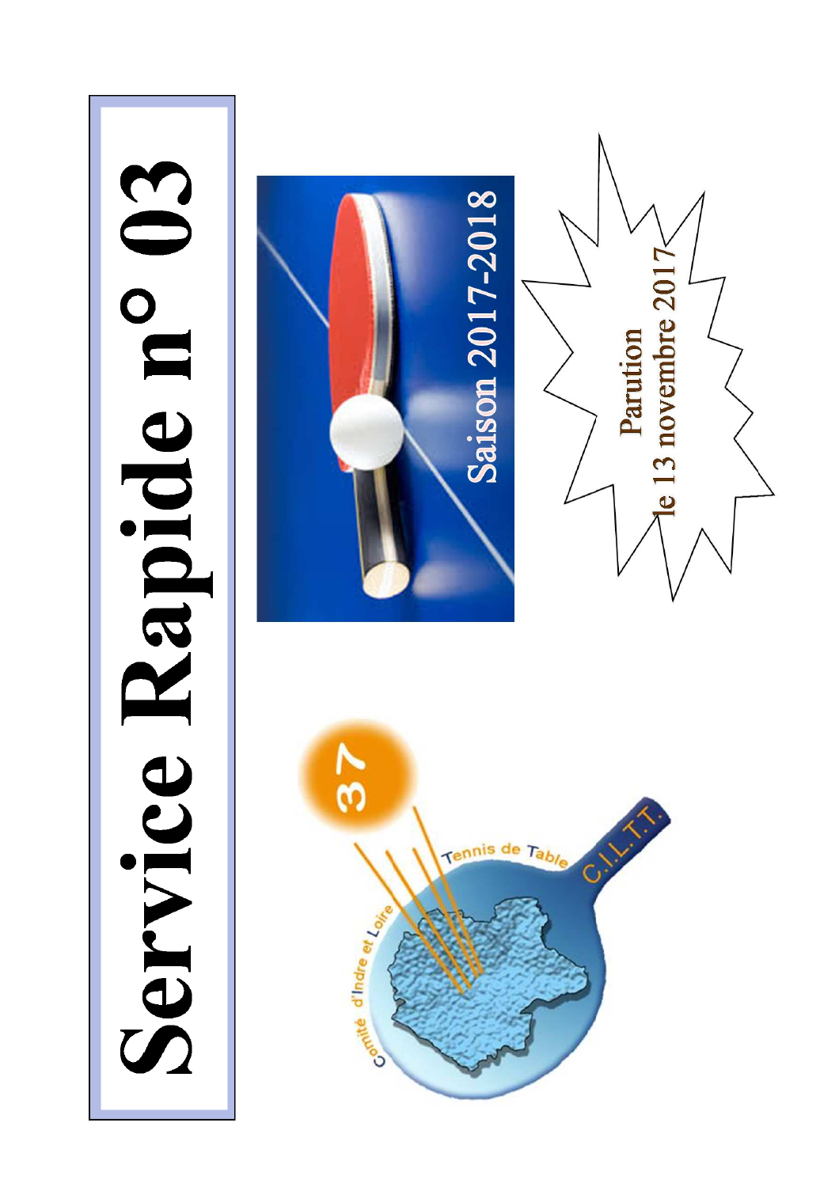# Service Rapide n° 03

Saison 2017-2018

Parution le 13 novembre 2017

Comité d'Indre et Loire Tennis de Table C.I.L.T.T. 37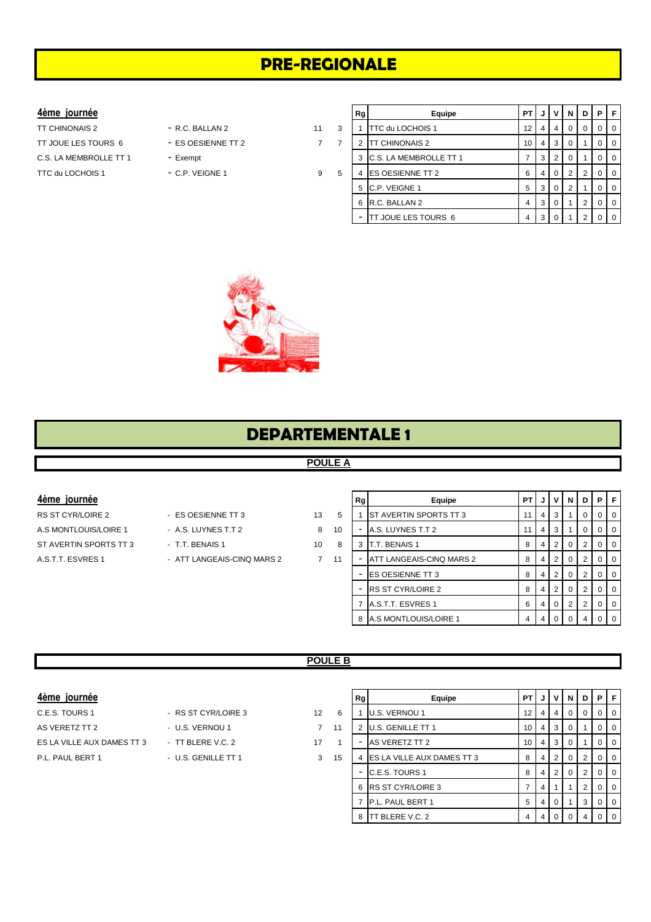# PRE-REGIONALE

### 4ème journée

| | | | |
|---|---|---|---|
| TT CHINONAIS 2 | - R.C. BALLAN 2 | 11 | 3 |
| TT JOUE LES TOURS 6 | - ES OESIENNE TT 2 | 7 | 7 |
| C.S. LA MEMBROLLE TT 1 | - Exempt | | |
| TTC du LOCHOIS 1 | - C.P. VEIGNE 1 | 9 | 5 |

| Rg | Equipe | PT | J | V | N | D | P | F |
|---|---|---|---|---|---|---|---|---|
| 1 | TTC du LOCHOIS 1 | 12 | 4 | 4 | 0 | 0 | 0 | 0 |
| 2 | TT CHINONAIS 2 | 10 | 4 | 3 | 0 | 1 | 0 | 0 |
| 3 | C.S. LA MEMBROLLE TT 1 | 7 | 3 | 2 | 0 | 1 | 0 | 0 |
| 4 | ES OESIENNE TT 2 | 6 | 4 | 0 | 2 | 2 | 0 | 0 |
| 5 | C.P. VEIGNE 1 | 5 | 3 | 0 | 2 | 1 | 0 | 0 |
| 6 | R.C. BALLAN 2 | 4 | 3 | 0 | 1 | 2 | 0 | 0 |
| - | TT JOUE LES TOURS 6 | 4 | 3 | 0 | 1 | 2 | 0 | 0 |

# DEPARTEMENTALE 1

## POULE A

### 4ème journée

| | | | |
|---|---|---|---|
| RS ST CYR/LOIRE 2 | - ES OESIENNE TT 3 | 13 | 5 |
| A.S MONTLOUIS/LOIRE 1 | - A.S. LUYNES T.T 2 | 8 | 10 |
| ST AVERTIN SPORTS TT 3 | - T.T. BENAIS 1 | 10 | 8 |
| A.S.T.T. ESVRES 1 | - ATT LANGEAIS-CINQ MARS 2 | 7 | 11 |

| Rg | Equipe | PT | J | V | N | D | P | F |
|---|---|---|---|---|---|---|---|---|
| 1 | ST AVERTIN SPORTS TT 3 | 11 | 4 | 3 | 1 | 0 | 0 | 0 |
| - | A.S. LUYNES T.T 2 | 11 | 4 | 3 | 1 | 0 | 0 | 0 |
| 3 | T.T. BENAIS 1 | 8 | 4 | 2 | 0 | 2 | 0 | 0 |
| - | ATT LANGEAIS-CINQ MARS 2 | 8 | 4 | 2 | 0 | 2 | 0 | 0 |
| - | ES OESIENNE TT 3 | 8 | 4 | 2 | 0 | 2 | 0 | 0 |
| - | RS ST CYR/LOIRE 2 | 8 | 4 | 2 | 0 | 2 | 0 | 0 |
| 7 | A.S.T.T. ESVRES 1 | 6 | 4 | 0 | 2 | 2 | 0 | 0 |
| 8 | A.S MONTLOUIS/LOIRE 1 | 4 | 4 | 0 | 0 | 4 | 0 | 0 |

## POULE B

### 4ème journée

| | | | |
|---|---|---|---|
| C.E.S. TOURS 1 | - RS ST CYR/LOIRE 3 | 12 | 6 |
| AS VERETZ TT 2 | - U.S. VERNOU 1 | 7 | 11 |
| ES LA VILLE AUX DAMES TT 3 | - TT BLERE V.C. 2 | 17 | 1 |
| P.L. PAUL BERT 1 | - U.S. GENILLE TT 1 | 3 | 15 |

| Rg | Equipe | PT | J | V | N | D | P | F |
|---|---|---|---|---|---|---|---|---|
| 1 | U.S. VERNOU 1 | 12 | 4 | 4 | 0 | 0 | 0 | 0 |
| 2 | U.S. GENILLE TT 1 | 10 | 4 | 3 | 0 | 1 | 0 | 0 |
| - | AS VERETZ TT 2 | 10 | 4 | 3 | 0 | 1 | 0 | 0 |
| 4 | ES LA VILLE AUX DAMES TT 3 | 8 | 4 | 2 | 0 | 2 | 0 | 0 |
| - | C.E.S. TOURS 1 | 8 | 4 | 2 | 0 | 2 | 0 | 0 |
| 6 | RS ST CYR/LOIRE 3 | 7 | 4 | 1 | 1 | 2 | 0 | 0 |
| 7 | P.L. PAUL BERT 1 | 5 | 4 | 0 | 1 | 3 | 0 | 0 |
| 8 | TT BLERE V.C. 2 | 4 | 4 | 0 | 0 | 4 | 0 | 0 |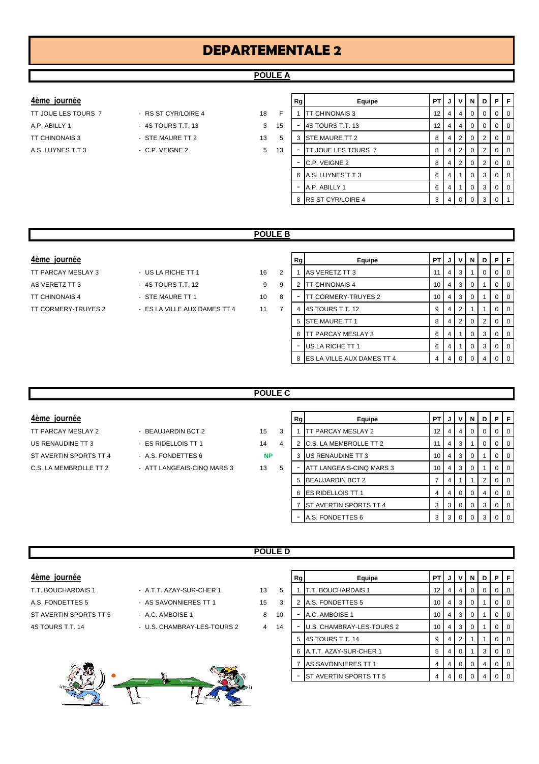# DEPARTEMENTALE 2

## POULE A

### 4ème journée

| | | | |
|---|---|---|---|
| TT JOUE LES TOURS 7 | - RS ST CYR/LOIRE 4 | 18 | F |
| A.P. ABILLY 1 | - 4S TOURS T.T. 13 | 3 | 15 |
| TT CHINONAIS 3 | - STE MAURE TT 2 | 13 | 5 |
| A.S. LUYNES T.T 3 | - C.P. VEIGNE 2 | 5 | 13 |

| Rg | Equipe | PT | J | V | N | D | P | F |
|---|---|---|---|---|---|---|---|---|
| 1 | TT CHINONAIS 3 | 12 | 4 | 4 | 0 | 0 | 0 | 0 |
| - | 4S TOURS T.T. 13 | 12 | 4 | 4 | 0 | 0 | 0 | 0 |
| 3 | STE MAURE TT 2 | 8 | 4 | 2 | 0 | 2 | 0 | 0 |
| - | TT JOUE LES TOURS 7 | 8 | 4 | 2 | 0 | 2 | 0 | 0 |
| - | C.P. VEIGNE 2 | 8 | 4 | 2 | 0 | 2 | 0 | 0 |
| 6 | A.S. LUYNES T.T 3 | 6 | 4 | 1 | 0 | 3 | 0 | 0 |
| - | A.P. ABILLY 1 | 6 | 4 | 1 | 0 | 3 | 0 | 0 |
| 8 | RS ST CYR/LOIRE 4 | 3 | 4 | 0 | 0 | 3 | 0 | 1 |

## POULE B

### 4ème journée

| | | | |
|---|---|---|---|
| TT PARCAY MESLAY 3 | - US LA RICHE TT 1 | 16 | 2 |
| AS VERETZ TT 3 | - 4S TOURS T.T. 12 | 9 | 9 |
| TT CHINONAIS 4 | - STE MAURE TT 1 | 10 | 8 |
| TT CORMERY-TRUYES 2 | - ES LA VILLE AUX DAMES TT 4 | 11 | 7 |

| Rg | Equipe | PT | J | V | N | D | P | F |
|---|---|---|---|---|---|---|---|---|
| 1 | AS VERETZ TT 3 | 11 | 4 | 3 | 1 | 0 | 0 | 0 |
| 2 | TT CHINONAIS 4 | 10 | 4 | 3 | 0 | 1 | 0 | 0 |
| - | TT CORMERY-TRUYES 2 | 10 | 4 | 3 | 0 | 1 | 0 | 0 |
| 4 | 4S TOURS T.T. 12 | 9 | 4 | 2 | 1 | 1 | 0 | 0 |
| 5 | STE MAURE TT 1 | 8 | 4 | 2 | 0 | 2 | 0 | 0 |
| 6 | TT PARCAY MESLAY 3 | 6 | 4 | 1 | 0 | 3 | 0 | 0 |
| - | US LA RICHE TT 1 | 6 | 4 | 1 | 0 | 3 | 0 | 0 |
| 8 | ES LA VILLE AUX DAMES TT 4 | 4 | 4 | 0 | 0 | 4 | 0 | 0 |

## POULE C

### 4ème journée

| | | | |
|---|---|---|---|
| TT PARCAY MESLAY 2 | - BEAUJARDIN BCT 2 | 15 | 3 |
| US RENAUDINE TT 3 | - ES RIDELLOIS TT 1 | 14 | 4 |
| ST AVERTIN SPORTS TT 4 | - A.S. FONDETTES 6 | NP | |
| C.S. LA MEMBROLLE TT 2 | - ATT LANGEAIS-CINQ MARS 3 | 13 | 5 |

| Rg | Equipe | PT | J | V | N | D | P | F |
|---|---|---|---|---|---|---|---|---|
| 1 | TT PARCAY MESLAY 2 | 12 | 4 | 4 | 0 | 0 | 0 | 0 |
| 2 | C.S. LA MEMBROLLE TT 2 | 11 | 4 | 3 | 1 | 0 | 0 | 0 |
| 3 | US RENAUDINE TT 3 | 10 | 4 | 3 | 0 | 1 | 0 | 0 |
| - | ATT LANGEAIS-CINQ MARS 3 | 10 | 4 | 3 | 0 | 1 | 0 | 0 |
| 5 | BEAUJARDIN BCT 2 | 7 | 4 | 1 | 1 | 2 | 0 | 0 |
| 6 | ES RIDELLOIS TT 1 | 4 | 4 | 0 | 0 | 4 | 0 | 0 |
| 7 | ST AVERTIN SPORTS TT 4 | 3 | 3 | 0 | 0 | 3 | 0 | 0 |
| - | A.S. FONDETTES 6 | 3 | 3 | 0 | 0 | 3 | 0 | 0 |

## POULE D

### 4ème journée

| | | | |
|---|---|---|---|
| T.T. BOUCHARDAIS 1 | - A.T.T. AZAY-SUR-CHER 1 | 13 | 5 |
| A.S. FONDETTES 5 | - AS SAVONNIERES TT 1 | 15 | 3 |
| ST AVERTIN SPORTS TT 5 | - A.C. AMBOISE 1 | 8 | 10 |
| 4S TOURS T.T. 14 | - U.S. CHAMBRAY-LES-TOURS 2 | 4 | 14 |

| Rg | Equipe | PT | J | V | N | D | P | F |
|---|---|---|---|---|---|---|---|---|
| 1 | T.T. BOUCHARDAIS 1 | 12 | 4 | 4 | 0 | 0 | 0 | 0 |
| 2 | A.S. FONDETTES 5 | 10 | 4 | 3 | 0 | 1 | 0 | 0 |
| - | A.C. AMBOISE 1 | 10 | 4 | 3 | 0 | 1 | 0 | 0 |
| - | U.S. CHAMBRAY-LES-TOURS 2 | 10 | 4 | 3 | 0 | 1 | 0 | 0 |
| 5 | 4S TOURS T.T. 14 | 9 | 4 | 2 | 1 | 1 | 0 | 0 |
| 6 | A.T.T. AZAY-SUR-CHER 1 | 5 | 4 | 0 | 1 | 3 | 0 | 0 |
| 7 | AS SAVONNIERES TT 1 | 4 | 4 | 0 | 0 | 4 | 0 | 0 |
| - | ST AVERTIN SPORTS TT 5 | 4 | 4 | 0 | 0 | 4 | 0 | 0 |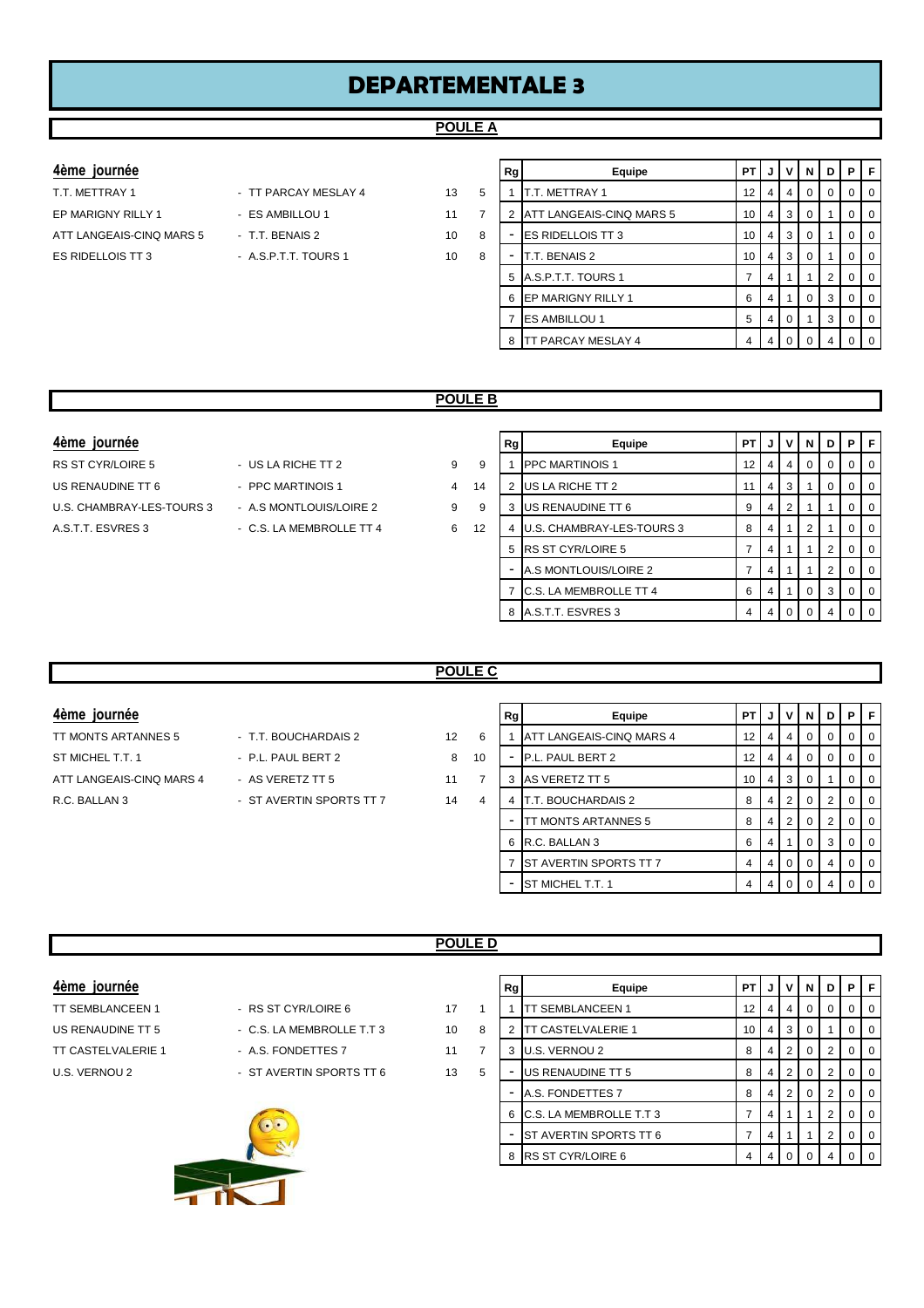# DEPARTEMENTALE 3

## POULE A

### 4ème journée

| | | | |
|---|---|---|---|
| T.T. METTRAY 1 | - TT PARCAY MESLAY 4 | 13 | 5 |
| EP MARIGNY RILLY 1 | - ES AMBILLOU 1 | 11 | 7 |
| ATT LANGEAIS-CINQ MARS 5 | - T.T. BENAIS 2 | 10 | 8 |
| ES RIDELLOIS TT 3 | - A.S.P.T.T. TOURS 1 | 10 | 8 |

| Rg | Equipe | PT | J | V | N | D | P | F |
|---|---|---|---|---|---|---|---|---|
| 1 | T.T. METTRAY 1 | 12 | 4 | 4 | 0 | 0 | 0 | 0 |
| 2 | ATT LANGEAIS-CINQ MARS 5 | 10 | 4 | 3 | 0 | 1 | 0 | 0 |
| - | ES RIDELLOIS TT 3 | 10 | 4 | 3 | 0 | 1 | 0 | 0 |
| - | T.T. BENAIS 2 | 10 | 4 | 3 | 0 | 1 | 0 | 0 |
| 5 | A.S.P.T.T. TOURS 1 | 7 | 4 | 1 | 1 | 2 | 0 | 0 |
| 6 | EP MARIGNY RILLY 1 | 6 | 4 | 1 | 0 | 3 | 0 | 0 |
| 7 | ES AMBILLOU 1 | 5 | 4 | 0 | 1 | 3 | 0 | 0 |
| 8 | TT PARCAY MESLAY 4 | 4 | 4 | 0 | 0 | 4 | 0 | 0 |

## POULE B

### 4ème journée

| | | | |
|---|---|---|---|
| RS ST CYR/LOIRE 5 | - US LA RICHE TT 2 | 9 | 9 |
| US RENAUDINE TT 6 | - PPC MARTINOIS 1 | 4 | 14 |
| U.S. CHAMBRAY-LES-TOURS 3 | - A.S MONTLOUIS/LOIRE 2 | 9 | 9 |
| A.S.T.T. ESVRES 3 | - C.S. LA MEMBROLLE TT 4 | 6 | 12 |

| Rg | Equipe | PT | J | V | N | D | P | F |
|---|---|---|---|---|---|---|---|---|
| 1 | PPC MARTINOIS 1 | 12 | 4 | 4 | 0 | 0 | 0 | 0 |
| 2 | US LA RICHE TT 2 | 11 | 4 | 3 | 1 | 0 | 0 | 0 |
| 3 | US RENAUDINE TT 6 | 9 | 4 | 2 | 1 | 1 | 0 | 0 |
| 4 | U.S. CHAMBRAY-LES-TOURS 3 | 8 | 4 | 1 | 2 | 1 | 0 | 0 |
| 5 | RS ST CYR/LOIRE 5 | 7 | 4 | 1 | 1 | 2 | 0 | 0 |
| - | A.S MONTLOUIS/LOIRE 2 | 7 | 4 | 1 | 1 | 2 | 0 | 0 |
| 7 | C.S. LA MEMBROLLE TT 4 | 6 | 4 | 1 | 0 | 3 | 0 | 0 |
| 8 | A.S.T.T. ESVRES 3 | 4 | 4 | 0 | 0 | 4 | 0 | 0 |

## POULE C

### 4ème journée

| | | | |
|---|---|---|---|
| TT MONTS ARTANNES 5 | - T.T. BOUCHARDAIS 2 | 12 | 6 |
| ST MICHEL T.T. 1 | - P.L. PAUL BERT 2 | 8 | 10 |
| ATT LANGEAIS-CINQ MARS 4 | - AS VERETZ TT 5 | 11 | 7 |
| R.C. BALLAN 3 | - ST AVERTIN SPORTS TT 7 | 14 | 4 |

| Rg | Equipe | PT | J | V | N | D | P | F |
|---|---|---|---|---|---|---|---|---|
| 1 | ATT LANGEAIS-CINQ MARS 4 | 12 | 4 | 4 | 0 | 0 | 0 | 0 |
| - | P.L. PAUL BERT 2 | 12 | 4 | 4 | 0 | 0 | 0 | 0 |
| 3 | AS VERETZ TT 5 | 10 | 4 | 3 | 0 | 1 | 0 | 0 |
| 4 | T.T. BOUCHARDAIS 2 | 8 | 4 | 2 | 0 | 2 | 0 | 0 |
| - | TT MONTS ARTANNES 5 | 8 | 4 | 2 | 0 | 2 | 0 | 0 |
| 6 | R.C. BALLAN 3 | 6 | 4 | 1 | 0 | 3 | 0 | 0 |
| 7 | ST AVERTIN SPORTS TT 7 | 4 | 4 | 0 | 0 | 4 | 0 | 0 |
| - | ST MICHEL T.T. 1 | 4 | 4 | 0 | 0 | 4 | 0 | 0 |

## POULE D

### 4ème journée

| | | | |
|---|---|---|---|
| TT SEMBLANCEEN 1 | - RS ST CYR/LOIRE 6 | 17 | 1 |
| US RENAUDINE TT 5 | - C.S. LA MEMBROLLE T.T 3 | 10 | 8 |
| TT CASTELVALERIE 1 | - A.S. FONDETTES 7 | 11 | 7 |
| U.S. VERNOU 2 | - ST AVERTIN SPORTS TT 6 | 13 | 5 |

| Rg | Equipe | PT | J | V | N | D | P | F |
|---|---|---|---|---|---|---|---|---|
| 1 | TT SEMBLANCEEN 1 | 12 | 4 | 4 | 0 | 0 | 0 | 0 |
| 2 | TT CASTELVALERIE 1 | 10 | 4 | 3 | 0 | 1 | 0 | 0 |
| 3 | U.S. VERNOU 2 | 8 | 4 | 2 | 0 | 2 | 0 | 0 |
| - | US RENAUDINE TT 5 | 8 | 4 | 2 | 0 | 2 | 0 | 0 |
| - | A.S. FONDETTES 7 | 8 | 4 | 2 | 0 | 2 | 0 | 0 |
| 6 | C.S. LA MEMBROLLE T.T 3 | 7 | 4 | 1 | 1 | 2 | 0 | 0 |
| - | ST AVERTIN SPORTS TT 6 | 7 | 4 | 1 | 1 | 2 | 0 | 0 |
| 8 | RS ST CYR/LOIRE 6 | 4 | 4 | 0 | 0 | 4 | 0 | 0 |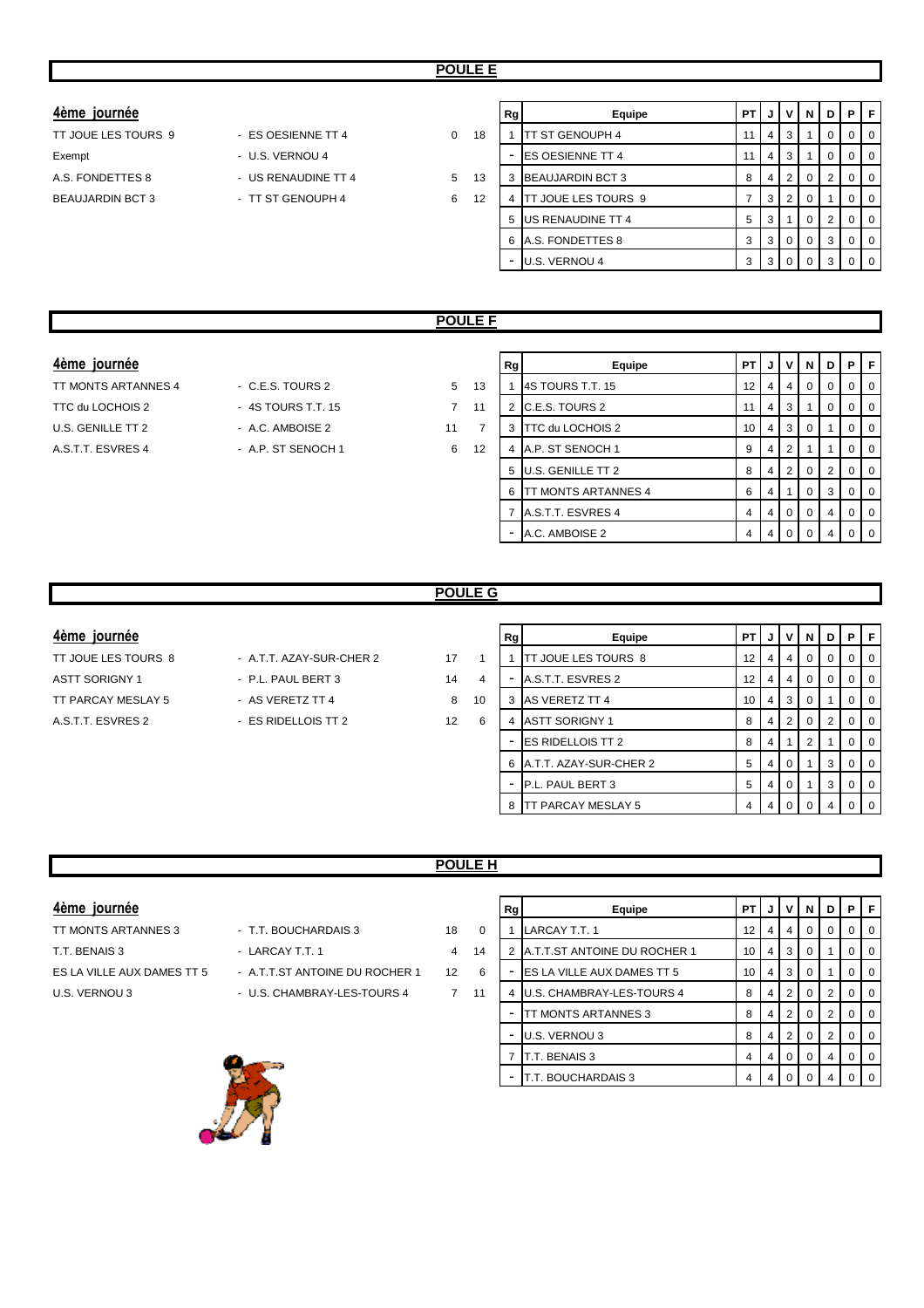## POULE E

### 4ème journée

| | | | |
|---|---|---|---|
| TT JOUE LES TOURS 9 | - ES OESIENNE TT 4 | 0 | 18 |
| Exempt | - U.S. VERNOU 4 | | |
| A.S. FONDETTES 8 | - US RENAUDINE TT 4 | 5 | 13 |
| BEAUJARDIN BCT 3 | - TT ST GENOUPH 4 | 6 | 12 |

| Rg | Equipe | PT | J | V | N | D | P | F |
|---|---|---|---|---|---|---|---|---|
| 1 | TT ST GENOUPH 4 | 11 | 4 | 3 | 1 | 0 | 0 | 0 |
| - | ES OESIENNE TT 4 | 11 | 4 | 3 | 1 | 0 | 0 | 0 |
| 3 | BEAUJARDIN BCT 3 | 8 | 4 | 2 | 0 | 2 | 0 | 0 |
| 4 | TT JOUE LES TOURS 9 | 7 | 3 | 2 | 0 | 1 | 0 | 0 |
| 5 | US RENAUDINE TT 4 | 5 | 3 | 1 | 0 | 2 | 0 | 0 |
| 6 | A.S. FONDETTES 8 | 3 | 3 | 0 | 0 | 3 | 0 | 0 |
| - | U.S. VERNOU 4 | 3 | 3 | 0 | 0 | 3 | 0 | 0 |

## POULE F

### 4ème journée

| | | | |
|---|---|---|---|
| TT MONTS ARTANNES 4 | - C.E.S. TOURS 2 | 5 | 13 |
| TTC du LOCHOIS 2 | - 4S TOURS T.T. 15 | 7 | 11 |
| U.S. GENILLE TT 2 | - A.C. AMBOISE 2 | 11 | 7 |
| A.S.T.T. ESVRES 4 | - A.P. ST SENOCH 1 | 6 | 12 |

| Rg | Equipe | PT | J | V | N | D | P | F |
|---|---|---|---|---|---|---|---|---|
| 1 | 4S TOURS T.T. 15 | 12 | 4 | 4 | 0 | 0 | 0 | 0 |
| 2 | C.E.S. TOURS 2 | 11 | 4 | 3 | 1 | 0 | 0 | 0 |
| 3 | TTC du LOCHOIS 2 | 10 | 4 | 3 | 0 | 1 | 0 | 0 |
| 4 | A.P. ST SENOCH 1 | 9 | 4 | 2 | 1 | 1 | 0 | 0 |
| 5 | U.S. GENILLE TT 2 | 8 | 4 | 2 | 0 | 2 | 0 | 0 |
| 6 | TT MONTS ARTANNES 4 | 6 | 4 | 1 | 0 | 3 | 0 | 0 |
| 7 | A.S.T.T. ESVRES 4 | 4 | 4 | 0 | 0 | 4 | 0 | 0 |
| - | A.C. AMBOISE 2 | 4 | 4 | 0 | 0 | 4 | 0 | 0 |

## POULE G

### 4ème journée

| | | | |
|---|---|---|---|
| TT JOUE LES TOURS 8 | - A.T.T. AZAY-SUR-CHER 2 | 17 | 1 |
| ASTT SORIGNY 1 | - P.L. PAUL BERT 3 | 14 | 4 |
| TT PARCAY MESLAY 5 | - AS VERETZ TT 4 | 8 | 10 |
| A.S.T.T. ESVRES 2 | - ES RIDELLOIS TT 2 | 12 | 6 |

| Rg | Equipe | PT | J | V | N | D | P | F |
|---|---|---|---|---|---|---|---|---|
| 1 | TT JOUE LES TOURS 8 | 12 | 4 | 4 | 0 | 0 | 0 | 0 |
| - | A.S.T.T. ESVRES 2 | 12 | 4 | 4 | 0 | 0 | 0 | 0 |
| 3 | AS VERETZ TT 4 | 10 | 4 | 3 | 0 | 1 | 0 | 0 |
| 4 | ASTT SORIGNY 1 | 8 | 4 | 2 | 0 | 2 | 0 | 0 |
| - | ES RIDELLOIS TT 2 | 8 | 4 | 1 | 2 | 1 | 0 | 0 |
| 6 | A.T.T. AZAY-SUR-CHER 2 | 5 | 4 | 0 | 1 | 3 | 0 | 0 |
| - | P.L. PAUL BERT 3 | 5 | 4 | 0 | 1 | 3 | 0 | 0 |
| 8 | TT PARCAY MESLAY 5 | 4 | 4 | 0 | 0 | 4 | 0 | 0 |

## POULE H

### 4ème journée

| | | | |
|---|---|---|---|
| TT MONTS ARTANNES 3 | - T.T. BOUCHARDAIS 3 | 18 | 0 |
| T.T. BENAIS 3 | - LARCAY T.T. 1 | 4 | 14 |
| ES LA VILLE AUX DAMES TT 5 | - A.T.T.ST ANTOINE DU ROCHER 1 | 12 | 6 |
| U.S. VERNOU 3 | - U.S. CHAMBRAY-LES-TOURS 4 | 7 | 11 |

| Rg | Equipe | PT | J | V | N | D | P | F |
|---|---|---|---|---|---|---|---|---|
| 1 | LARCAY T.T. 1 | 12 | 4 | 4 | 0 | 0 | 0 | 0 |
| 2 | A.T.T.ST ANTOINE DU ROCHER 1 | 10 | 4 | 3 | 0 | 1 | 0 | 0 |
| - | ES LA VILLE AUX DAMES TT 5 | 10 | 4 | 3 | 0 | 1 | 0 | 0 |
| 4 | U.S. CHAMBRAY-LES-TOURS 4 | 8 | 4 | 2 | 0 | 2 | 0 | 0 |
| - | TT MONTS ARTANNES 3 | 8 | 4 | 2 | 0 | 2 | 0 | 0 |
| - | U.S. VERNOU 3 | 8 | 4 | 2 | 0 | 2 | 0 | 0 |
| 7 | T.T. BENAIS 3 | 4 | 4 | 0 | 0 | 4 | 0 | 0 |
| - | T.T. BOUCHARDAIS 3 | 4 | 4 | 0 | 0 | 4 | 0 | 0 |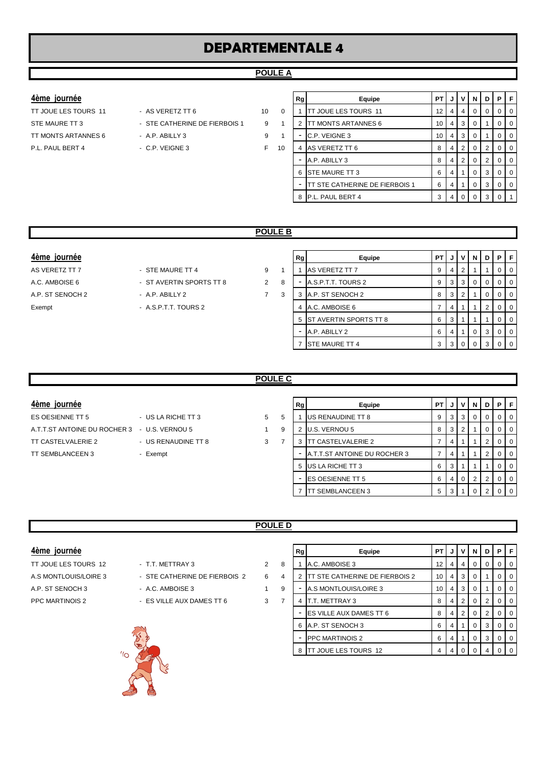# DEPARTEMENTALE 4

## POULE A

### 4ème journée

| | | | |
|---|---|---|---|
| TT JOUE LES TOURS 11 | - AS VERETZ TT 6 | 10 | 0 |
| STE MAURE TT 3 | - STE CATHERINE DE FIERBOIS 1 | 9 | 1 |
| TT MONTS ARTANNES 6 | - A.P. ABILLY 3 | 9 | 1 |
| P.L. PAUL BERT 4 | - C.P. VEIGNE 3 | F | 10 |

| Rg | Equipe | PT | J | V | N | D | P | F |
|---|---|---|---|---|---|---|---|---|
| 1 | TT JOUE LES TOURS 11 | 12 | 4 | 4 | 0 | 0 | 0 | 0 |
| 2 | TT MONTS ARTANNES 6 | 10 | 4 | 3 | 0 | 1 | 0 | 0 |
| - | C.P. VEIGNE 3 | 10 | 4 | 3 | 0 | 1 | 0 | 0 |
| 4 | AS VERETZ TT 6 | 8 | 4 | 2 | 0 | 2 | 0 | 0 |
| - | A.P. ABILLY 3 | 8 | 4 | 2 | 0 | 2 | 0 | 0 |
| 6 | STE MAURE TT 3 | 6 | 4 | 1 | 0 | 3 | 0 | 0 |
| - | TT STE CATHERINE DE FIERBOIS 1 | 6 | 4 | 1 | 0 | 3 | 0 | 0 |
| 8 | P.L. PAUL BERT 4 | 3 | 4 | 0 | 0 | 3 | 0 | 1 |

## POULE B

### 4ème journée

| | | | |
|---|---|---|---|
| AS VERETZ TT 7 | - STE MAURE TT 4 | 9 | 1 |
| A.C. AMBOISE 6 | - ST AVERTIN SPORTS TT 8 | 2 | 8 |
| A.P. ST SENOCH 2 | - A.P. ABILLY 2 | 7 | 3 |
| Exempt | - A.S.P.T.T. TOURS 2 | | |

| Rg | Equipe | PT | J | V | N | D | P | F |
|---|---|---|---|---|---|---|---|---|
| 1 | AS VERETZ TT 7 | 9 | 4 | 2 | 1 | 1 | 0 | 0 |
| - | A.S.P.T.T. TOURS 2 | 9 | 3 | 3 | 0 | 0 | 0 | 0 |
| 3 | A.P. ST SENOCH 2 | 8 | 3 | 2 | 1 | 0 | 0 | 0 |
| 4 | A.C. AMBOISE 6 | 7 | 4 | 1 | 1 | 2 | 0 | 0 |
| 5 | ST AVERTIN SPORTS TT 8 | 6 | 3 | 1 | 1 | 1 | 0 | 0 |
| - | A.P. ABILLY 2 | 6 | 4 | 1 | 0 | 3 | 0 | 0 |
| 7 | STE MAURE TT 4 | 3 | 3 | 0 | 0 | 3 | 0 | 0 |

## POULE C

### 4ème journée

| | | | |
|---|---|---|---|
| ES OESIENNE TT 5 | - US LA RICHE TT 3 | 5 | 5 |
| A.T.T.ST ANTOINE DU ROCHER 3 | - U.S. VERNOU 5 | 1 | 9 |
| TT CASTELVALERIE 2 | - US RENAUDINE TT 8 | 3 | 7 |
| TT SEMBLANCEEN 3 | - Exempt | | |

| Rg | Equipe | PT | J | V | N | D | P | F |
|---|---|---|---|---|---|---|---|---|
| 1 | US RENAUDINE TT 8 | 9 | 3 | 3 | 0 | 0 | 0 | 0 |
| 2 | U.S. VERNOU 5 | 8 | 3 | 2 | 1 | 0 | 0 | 0 |
| 3 | TT CASTELVALERIE 2 | 7 | 4 | 1 | 1 | 2 | 0 | 0 |
| - | A.T.T.ST ANTOINE DU ROCHER 3 | 7 | 4 | 1 | 1 | 2 | 0 | 0 |
| 5 | US LA RICHE TT 3 | 6 | 3 | 1 | 1 | 1 | 0 | 0 |
| - | ES OESIENNE TT 5 | 6 | 4 | 0 | 2 | 2 | 0 | 0 |
| 7 | TT SEMBLANCEEN 3 | 5 | 3 | 1 | 0 | 2 | 0 | 0 |

## POULE D

### 4ème journée

| | | | |
|---|---|---|---|
| TT JOUE LES TOURS 12 | - T.T. METTRAY 3 | 2 | 8 |
| A.S MONTLOUIS/LOIRE 3 | - STE CATHERINE DE FIERBOIS 2 | 6 | 4 |
| A.P. ST SENOCH 3 | - A.C. AMBOISE 3 | 1 | 9 |
| PPC MARTINOIS 2 | - ES VILLE AUX DAMES TT 6 | 3 | 7 |

| Rg | Equipe | PT | J | V | N | D | P | F |
|---|---|---|---|---|---|---|---|---|
| 1 | A.C. AMBOISE 3 | 12 | 4 | 4 | 0 | 0 | 0 | 0 |
| 2 | TT STE CATHERINE DE FIERBOIS 2 | 10 | 4 | 3 | 0 | 1 | 0 | 0 |
| - | A.S MONTLOUIS/LOIRE 3 | 10 | 4 | 3 | 0 | 1 | 0 | 0 |
| 4 | T.T. METTRAY 3 | 8 | 4 | 2 | 0 | 2 | 0 | 0 |
| - | ES VILLE AUX DAMES TT 6 | 8 | 4 | 2 | 0 | 2 | 0 | 0 |
| 6 | A.P. ST SENOCH 3 | 6 | 4 | 1 | 0 | 3 | 0 | 0 |
| - | PPC MARTINOIS 2 | 6 | 4 | 1 | 0 | 3 | 0 | 0 |
| 8 | TT JOUE LES TOURS 12 | 4 | 4 | 0 | 0 | 4 | 0 | 0 |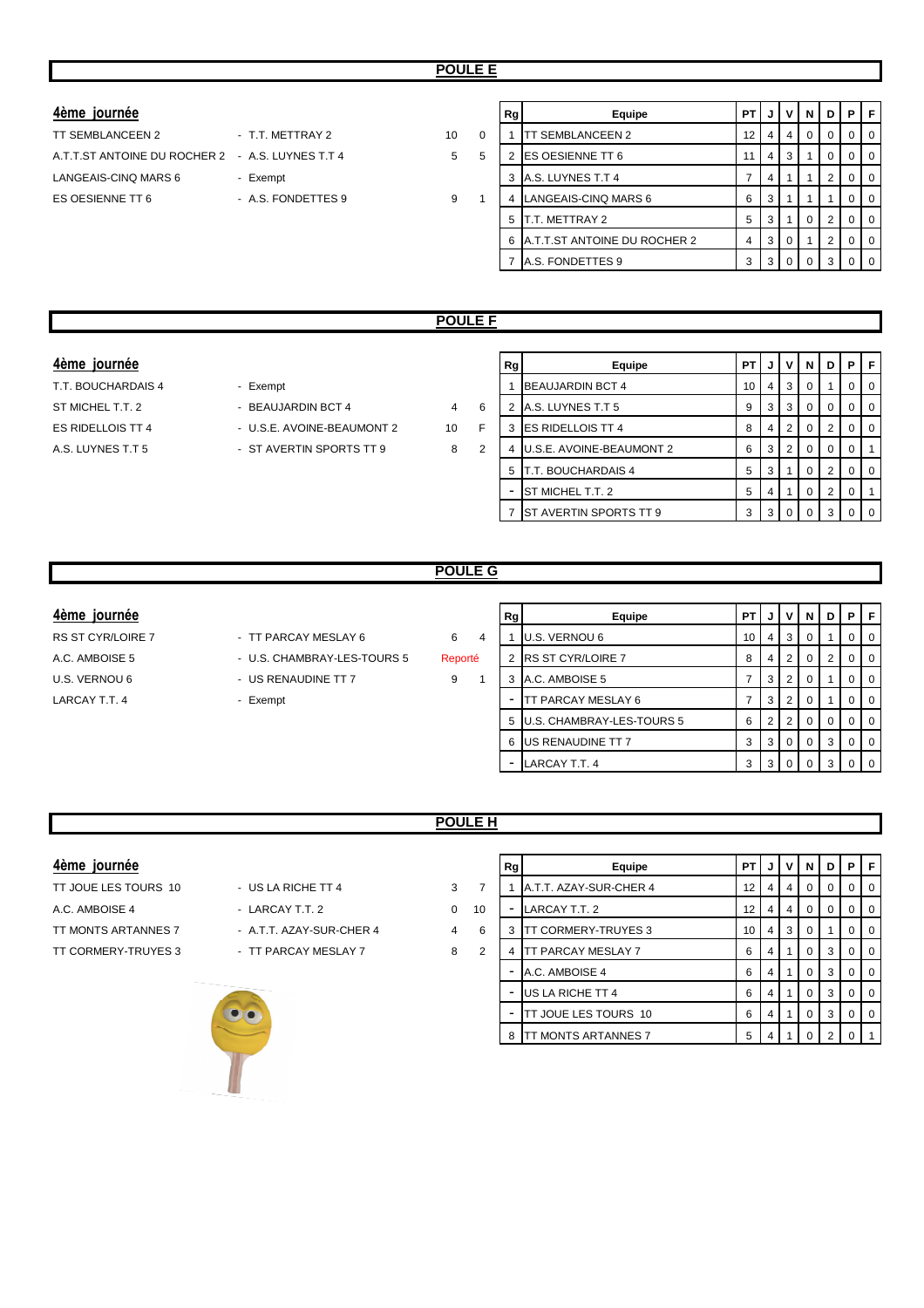## POULE E

### 4ème journée

| | | | |
|---|---|---|---|
| TT SEMBLANCEEN 2 | - T.T. METTRAY 2 | 10 | 0 |
| A.T.T.ST ANTOINE DU ROCHER 2 | - A.S. LUYNES T.T 4 | 5 | 5 |
| LANGEAIS-CINQ MARS 6 | - Exempt | | |
| ES OESIENNE TT 6 | - A.S. FONDETTES 9 | 9 | 1 |

| Rg | Equipe | PT | J | V | N | D | P | F |
|---|---|---|---|---|---|---|---|---|
| 1 | TT SEMBLANCEEN 2 | 12 | 4 | 4 | 0 | 0 | 0 | 0 |
| 2 | ES OESIENNE TT 6 | 11 | 4 | 3 | 1 | 0 | 0 | 0 |
| 3 | A.S. LUYNES T.T 4 | 7 | 4 | 1 | 1 | 2 | 0 | 0 |
| 4 | LANGEAIS-CINQ MARS 6 | 6 | 3 | 1 | 1 | 1 | 0 | 0 |
| 5 | T.T. METTRAY 2 | 5 | 3 | 1 | 0 | 2 | 0 | 0 |
| 6 | A.T.T.ST ANTOINE DU ROCHER 2 | 4 | 3 | 0 | 1 | 2 | 0 | 0 |
| 7 | A.S. FONDETTES 9 | 3 | 3 | 0 | 0 | 3 | 0 | 0 |

## POULE F

### 4ème journée

| | | | |
|---|---|---|---|
| T.T. BOUCHARDAIS 4 | - Exempt | | |
| ST MICHEL T.T. 2 | - BEAUJARDIN BCT 4 | 4 | 6 |
| ES RIDELLOIS TT 4 | - U.S.E. AVOINE-BEAUMONT 2 | 10 | F |
| A.S. LUYNES T.T 5 | - ST AVERTIN SPORTS TT 9 | 8 | 2 |

| Rg | Equipe | PT | J | V | N | D | P | F |
|---|---|---|---|---|---|---|---|---|
| 1 | BEAUJARDIN BCT 4 | 10 | 4 | 3 | 0 | 1 | 0 | 0 |
| 2 | A.S. LUYNES T.T 5 | 9 | 3 | 3 | 0 | 0 | 0 | 0 |
| 3 | ES RIDELLOIS TT 4 | 8 | 4 | 2 | 0 | 2 | 0 | 0 |
| 4 | U.S.E. AVOINE-BEAUMONT 2 | 6 | 3 | 2 | 0 | 0 | 0 | 1 |
| 5 | T.T. BOUCHARDAIS 4 | 5 | 3 | 1 | 0 | 2 | 0 | 0 |
| - | ST MICHEL T.T. 2 | 5 | 4 | 1 | 0 | 2 | 0 | 1 |
| 7 | ST AVERTIN SPORTS TT 9 | 3 | 3 | 0 | 0 | 3 | 0 | 0 |

## POULE G

### 4ème journée

| | | | |
|---|---|---|---|
| RS ST CYR/LOIRE 7 | - TT PARCAY MESLAY 6 | 6 | 4 |
| A.C. AMBOISE 5 | - U.S. CHAMBRAY-LES-TOURS 5 | Reporté | |
| U.S. VERNOU 6 | - US RENAUDINE TT 7 | 9 | 1 |
| LARCAY T.T. 4 | - Exempt | | |

| Rg | Equipe | PT | J | V | N | D | P | F |
|---|---|---|---|---|---|---|---|---|
| 1 | U.S. VERNOU 6 | 10 | 4 | 3 | 0 | 1 | 0 | 0 |
| 2 | RS ST CYR/LOIRE 7 | 8 | 4 | 2 | 0 | 2 | 0 | 0 |
| 3 | A.C. AMBOISE 5 | 7 | 3 | 2 | 0 | 1 | 0 | 0 |
| - | TT PARCAY MESLAY 6 | 7 | 3 | 2 | 0 | 1 | 0 | 0 |
| 5 | U.S. CHAMBRAY-LES-TOURS 5 | 6 | 2 | 2 | 0 | 0 | 0 | 0 |
| 6 | US RENAUDINE TT 7 | 3 | 3 | 0 | 0 | 3 | 0 | 0 |
| - | LARCAY T.T. 4 | 3 | 3 | 0 | 0 | 3 | 0 | 0 |

## POULE H

### 4ème journée

| | | | |
|---|---|---|---|
| TT JOUE LES TOURS 10 | - US LA RICHE TT 4 | 3 | 7 |
| A.C. AMBOISE 4 | - LARCAY T.T. 2 | 0 | 10 |
| TT MONTS ARTANNES 7 | - A.T.T. AZAY-SUR-CHER 4 | 4 | 6 |
| TT CORMERY-TRUYES 3 | - TT PARCAY MESLAY 7 | 8 | 2 |

| Rg | Equipe | PT | J | V | N | D | P | F |
|---|---|---|---|---|---|---|---|---|
| 1 | A.T.T. AZAY-SUR-CHER 4 | 12 | 4 | 4 | 0 | 0 | 0 | 0 |
| - | LARCAY T.T. 2 | 12 | 4 | 4 | 0 | 0 | 0 | 0 |
| 3 | TT CORMERY-TRUYES 3 | 10 | 4 | 3 | 0 | 1 | 0 | 0 |
| 4 | TT PARCAY MESLAY 7 | 6 | 4 | 1 | 0 | 3 | 0 | 0 |
| - | A.C. AMBOISE 4 | 6 | 4 | 1 | 0 | 3 | 0 | 0 |
| - | US LA RICHE TT 4 | 6 | 4 | 1 | 0 | 3 | 0 | 0 |
| - | TT JOUE LES TOURS 10 | 6 | 4 | 1 | 0 | 3 | 0 | 0 |
| 8 | TT MONTS ARTANNES 7 | 5 | 4 | 1 | 0 | 2 | 0 | 1 |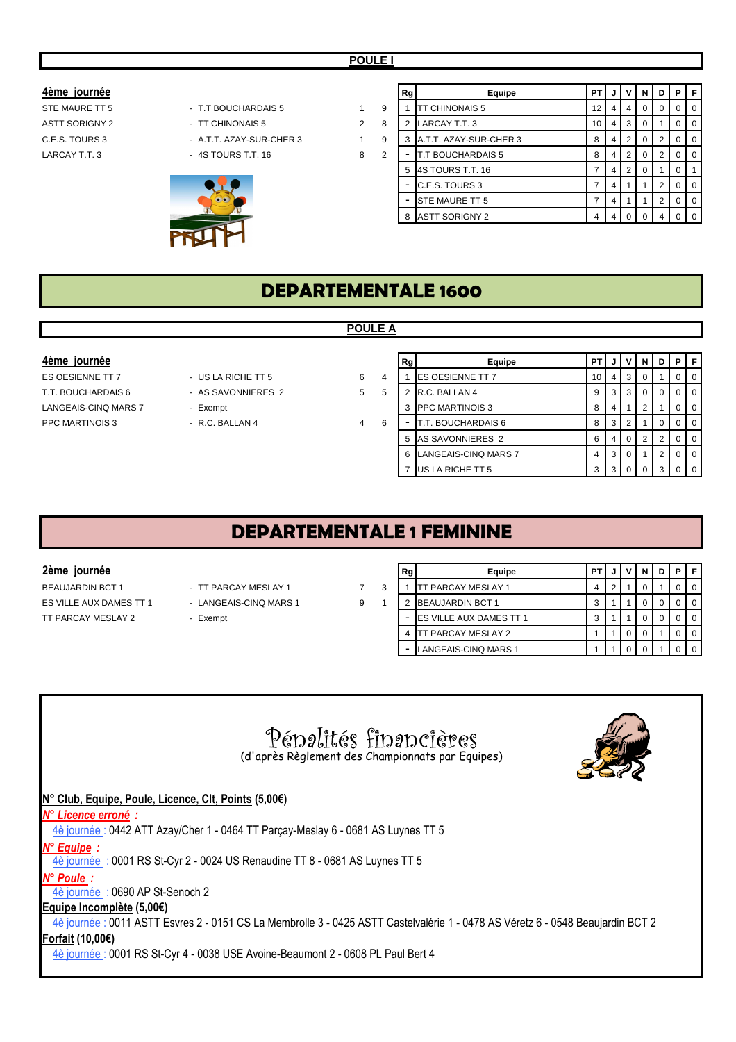## POULE I

**4ème journée**

| | | | |
|---|---|---|---|
| STE MAURE TT 5 | - T.T BOUCHARDAIS 5 | 1 | 9 |
| ASTT SORIGNY 2 | - TT CHINONAIS 5 | 2 | 8 |
| C.E.S. TOURS 3 | - A.T.T. AZAY-SUR-CHER 3 | 1 | 9 |
| LARCAY T.T. 3 | - 4S TOURS T.T. 16 | 8 | 2 |

| Rg | Equipe | PT | J | V | N | D | P | F |
|---|---|---|---|---|---|---|---|---|
| 1 | TT CHINONAIS 5 | 12 | 4 | 4 | 0 | 0 | 0 | 0 |
| 2 | LARCAY T.T. 3 | 10 | 4 | 3 | 0 | 1 | 0 | 0 |
| 3 | A.T.T. AZAY-SUR-CHER 3 | 8 | 4 | 2 | 0 | 2 | 0 | 0 |
| - | T.T BOUCHARDAIS 5 | 8 | 4 | 2 | 0 | 2 | 0 | 0 |
| 5 | 4S TOURS T.T. 16 | 7 | 4 | 2 | 0 | 1 | 0 | 1 |
| - | C.E.S. TOURS 3 | 7 | 4 | 1 | 1 | 2 | 0 | 0 |
| - | STE MAURE TT 5 | 7 | 4 | 1 | 1 | 2 | 0 | 0 |
| 8 | ASTT SORIGNY 2 | 4 | 4 | 0 | 0 | 4 | 0 | 0 |

# DEPARTEMENTALE 1600

## POULE A

**4ème journée**

| | | | |
|---|---|---|---|
| ES OESIENNE TT 7 | - US LA RICHE TT 5 | 6 | 4 |
| T.T. BOUCHARDAIS 6 | - AS SAVONNIERES 2 | 5 | 5 |
| LANGEAIS-CINQ MARS 7 | - Exempt | | |
| PPC MARTINOIS 3 | - R.C. BALLAN 4 | 4 | 6 |

| Rg | Equipe | PT | J | V | N | D | P | F |
|---|---|---|---|---|---|---|---|---|
| 1 | ES OESIENNE TT 7 | 10 | 4 | 3 | 0 | 1 | 0 | 0 |
| 2 | R.C. BALLAN 4 | 9 | 3 | 3 | 0 | 0 | 0 | 0 |
| 3 | PPC MARTINOIS 3 | 8 | 4 | 1 | 2 | 1 | 0 | 0 |
| - | T.T. BOUCHARDAIS 6 | 8 | 3 | 2 | 1 | 0 | 0 | 0 |
| 5 | AS SAVONNIERES 2 | 6 | 4 | 0 | 2 | 2 | 0 | 0 |
| 6 | LANGEAIS-CINQ MARS 7 | 4 | 3 | 0 | 1 | 2 | 0 | 0 |
| 7 | US LA RICHE TT 5 | 3 | 3 | 0 | 0 | 3 | 0 | 0 |

# DEPARTEMENTALE 1 FEMININE

**2ème journée**

| | | | |
|---|---|---|---|
| BEAUJARDIN BCT 1 | - TT PARCAY MESLAY 1 | 7 | 3 |
| ES VILLE AUX DAMES TT 1 | - LANGEAIS-CINQ MARS 1 | 9 | 1 |
| TT PARCAY MESLAY 2 | - Exempt | | |

| Rg | Equipe | PT | J | V | N | D | P | F |
|---|---|---|---|---|---|---|---|---|
| 1 | TT PARCAY MESLAY 1 | 4 | 2 | 1 | 0 | 1 | 0 | 0 |
| 2 | BEAUJARDIN BCT 1 | 3 | 1 | 1 | 0 | 0 | 0 | 0 |
| - | ES VILLE AUX DAMES TT 1 | 3 | 1 | 1 | 0 | 0 | 0 | 0 |
| 4 | TT PARCAY MESLAY 2 | 1 | 1 | 0 | 0 | 1 | 0 | 0 |
| - | LANGEAIS-CINQ MARS 1 | 1 | 1 | 0 | 0 | 1 | 0 | 0 |

# Pénalités financières

(d'après Règlement des Championnats par Equipes)

**N° Club, Equipe, Poule, Licence, Clt, Points (5,00€)**

***N° Licence erroné :***

4è journée : 0442 ATT Azay/Cher 1 - 0464 TT Parçay-Meslay 6 - 0681 AS Luynes TT 5

***N° Equipe :***

4è journée : 0001 RS St-Cyr 2 - 0024 US Renaudine TT 8 - 0681 AS Luynes TT 5

***N° Poule :***

4è journée : 0690 AP St-Senoch 2

**Equipe Incomplète (5,00€)**

4è journée : 0011 ASTT Esvres 2 - 0151 CS La Membrolle 3 - 0425 ASTT Castelvalérie 1 - 0478 AS Véretz 6 - 0548 Beaujardin BCT 2

**Forfait (10,00€)**

4è journée : 0001 RS St-Cyr 4 - 0038 USE Avoine-Beaumont 2 - 0608 PL Paul Bert 4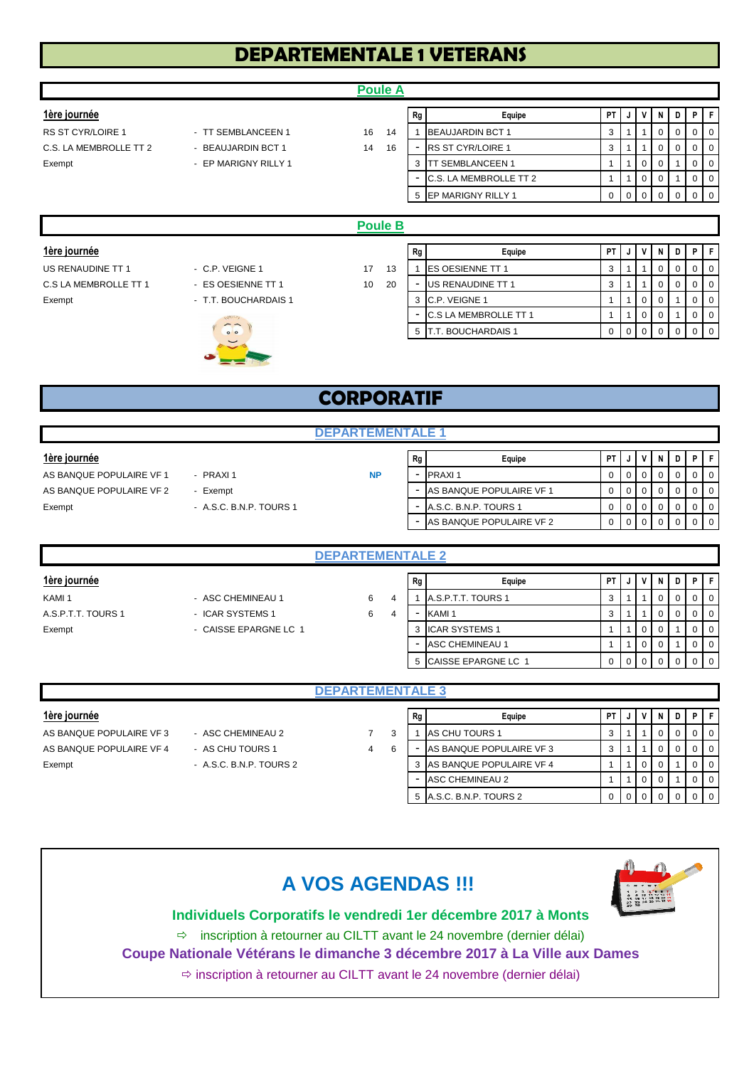# DEPARTEMENTALE 1 VETERANS

## Poule A

**1ère journée**

| | | | |
|---|---|---|---|
| RS ST CYR/LOIRE 1 | - TT SEMBLANCEEN 1 | 16 | 14 |
| C.S. LA MEMBROLLE TT 2 | - BEAUJARDIN BCT 1 | 14 | 16 |
| Exempt | - EP MARIGNY RILLY 1 | | |

| Rg | Equipe | PT | J | V | N | D | P | F |
|---|---|---|---|---|---|---|---|---|
| 1 | BEAUJARDIN BCT 1 | 3 | 1 | 1 | 0 | 0 | 0 | 0 |
| - | RS ST CYR/LOIRE 1 | 3 | 1 | 1 | 0 | 0 | 0 | 0 |
| 3 | TT SEMBLANCEEN 1 | 1 | 1 | 0 | 0 | 1 | 0 | 0 |
| - | C.S. LA MEMBROLLE TT 2 | 1 | 1 | 0 | 0 | 1 | 0 | 0 |
| 5 | EP MARIGNY RILLY 1 | 0 | 0 | 0 | 0 | 0 | 0 | 0 |

## Poule B

**1ère journée**

| | | | |
|---|---|---|---|
| US RENAUDINE TT 1 | - C.P. VEIGNE 1 | 17 | 13 |
| C.S LA MEMBROLLE TT 1 | - ES OESIENNE TT 1 | 10 | 20 |
| Exempt | - T.T. BOUCHARDAIS 1 | | |

| Rg | Equipe | PT | J | V | N | D | P | F |
|---|---|---|---|---|---|---|---|---|
| 1 | ES OESIENNE TT 1 | 3 | 1 | 1 | 0 | 0 | 0 | 0 |
| - | US RENAUDINE TT 1 | 3 | 1 | 1 | 0 | 0 | 0 | 0 |
| 3 | C.P. VEIGNE 1 | 1 | 1 | 0 | 0 | 1 | 0 | 0 |
| - | C.S LA MEMBROLLE TT 1 | 1 | 1 | 0 | 0 | 1 | 0 | 0 |
| 5 | T.T. BOUCHARDAIS 1 | 0 | 0 | 0 | 0 | 0 | 0 | 0 |

# CORPORATIF

## DEPARTEMENTALE 1

**1ère journée**

| | | |
|---|---|---|
| AS BANQUE POPULAIRE VF 1 | - PRAXI 1 | NP |
| AS BANQUE POPULAIRE VF 2 | - Exempt | |
| Exempt | - A.S.C. B.N.P. TOURS 1 | |

| Rg | Equipe | PT | J | V | N | D | P | F |
|---|---|---|---|---|---|---|---|---|
| - | PRAXI 1 | 0 | 0 | 0 | 0 | 0 | 0 | 0 |
| - | AS BANQUE POPULAIRE VF 1 | 0 | 0 | 0 | 0 | 0 | 0 | 0 |
| - | A.S.C. B.N.P. TOURS 1 | 0 | 0 | 0 | 0 | 0 | 0 | 0 |
| - | AS BANQUE POPULAIRE VF 2 | 0 | 0 | 0 | 0 | 0 | 0 | 0 |

## DEPARTEMENTALE 2

**1ère journée**

| | | | |
|---|---|---|---|
| KAMI 1 | - ASC CHEMINEAU 1 | 6 | 4 |
| A.S.P.T.T. TOURS 1 | - ICAR SYSTEMS 1 | 6 | 4 |
| Exempt | - CAISSE EPARGNE LC 1 | | |

| Rg | Equipe | PT | J | V | N | D | P | F |
|---|---|---|---|---|---|---|---|---|
| 1 | A.S.P.T.T. TOURS 1 | 3 | 1 | 1 | 0 | 0 | 0 | 0 |
| - | KAMI 1 | 3 | 1 | 1 | 0 | 0 | 0 | 0 |
| 3 | ICAR SYSTEMS 1 | 1 | 1 | 0 | 0 | 1 | 0 | 0 |
| - | ASC CHEMINEAU 1 | 1 | 1 | 0 | 0 | 1 | 0 | 0 |
| 5 | CAISSE EPARGNE LC 1 | 0 | 0 | 0 | 0 | 0 | 0 | 0 |

## DEPARTEMENTALE 3

**1ère journée**

| | | | |
|---|---|---|---|
| AS BANQUE POPULAIRE VF 3 | - ASC CHEMINEAU 2 | 7 | 3 |
| AS BANQUE POPULAIRE VF 4 | - AS CHU TOURS 1 | 4 | 6 |
| Exempt | - A.S.C. B.N.P. TOURS 2 | | |

| Rg | Equipe | PT | J | V | N | D | P | F |
|---|---|---|---|---|---|---|---|---|
| 1 | AS CHU TOURS 1 | 3 | 1 | 1 | 0 | 0 | 0 | 0 |
| - | AS BANQUE POPULAIRE VF 3 | 3 | 1 | 1 | 0 | 0 | 0 | 0 |
| 3 | AS BANQUE POPULAIRE VF 4 | 1 | 1 | 0 | 0 | 1 | 0 | 0 |
| - | ASC CHEMINEAU 2 | 1 | 1 | 0 | 0 | 1 | 0 | 0 |
| 5 | A.S.C. B.N.P. TOURS 2 | 0 | 0 | 0 | 0 | 0 | 0 | 0 |

## A VOS AGENDAS !!!

**Individuels Corporatifs le vendredi 1er décembre 2017 à Monts**

⇨ inscription à retourner au CILTT avant le 24 novembre (dernier délai)

**Coupe Nationale Vétérans le dimanche 3 décembre 2017 à La Ville aux Dames**

⇨ inscription à retourner au CILTT avant le 24 novembre (dernier délai)